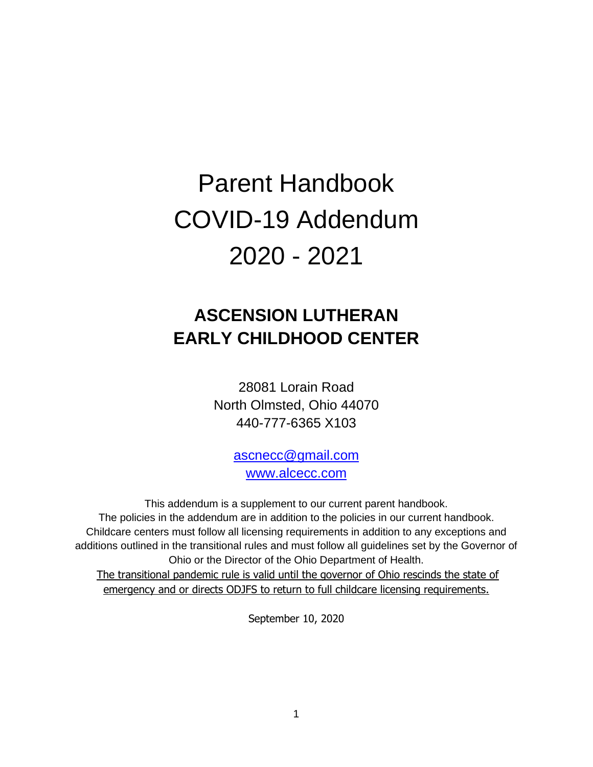# Parent Handbook
# COVID-19 Addendum
# 2020 - 2021

## ASCENSION LUTHERAN
## EARLY CHILDHOOD CENTER

28081 Lorain Road
North Olmsted, Ohio 44070
440-777-6365 X103

[ascnecc@gmail.com](mailto:ascnecc@gmail.com)
[www.alcecc.com](http://www.alcecc.com)

This addendum is a supplement to our current parent handbook.
The policies in the addendum are in addition to the policies in our current handbook.
Childcare centers must follow all licensing requirements in addition to any exceptions and additions outlined in the transitional rules and must follow all guidelines set by the Governor of Ohio or the Director of the Ohio Department of Health.
<u>The transitional pandemic rule is valid until the governor of Ohio rescinds the state of emergency and or directs ODJFS to return to full childcare licensing requirements.</u>

September 10, 2020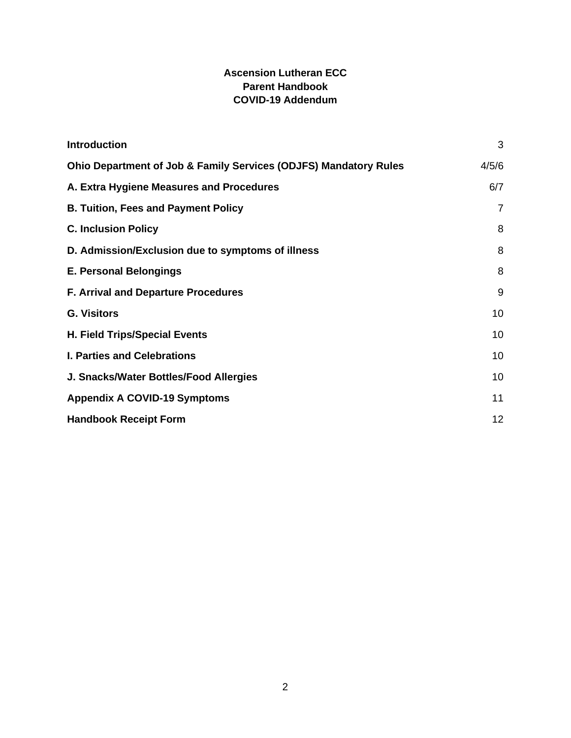**Ascension Lutheran ECC**
**Parent Handbook**
**COVID-19 Addendum**

| | |
|---|---|
| **Introduction** | 3 |
| **Ohio Department of Job & Family Services (ODJFS) Mandatory Rules** | 4/5/6 |
| **A. Extra Hygiene Measures and Procedures** | 6/7 |
| **B. Tuition, Fees and Payment Policy** | 7 |
| **C. Inclusion Policy** | 8 |
| **D. Admission/Exclusion due to symptoms of illness** | 8 |
| **E. Personal Belongings** | 8 |
| **F. Arrival and Departure Procedures** | 9 |
| **G. Visitors** | 10 |
| **H. Field Trips/Special Events** | 10 |
| **I. Parties and Celebrations** | 10 |
| **J. Snacks/Water Bottles/Food Allergies** | 10 |
| **Appendix A COVID-19 Symptoms** | 11 |
| **Handbook Receipt Form** | 12 |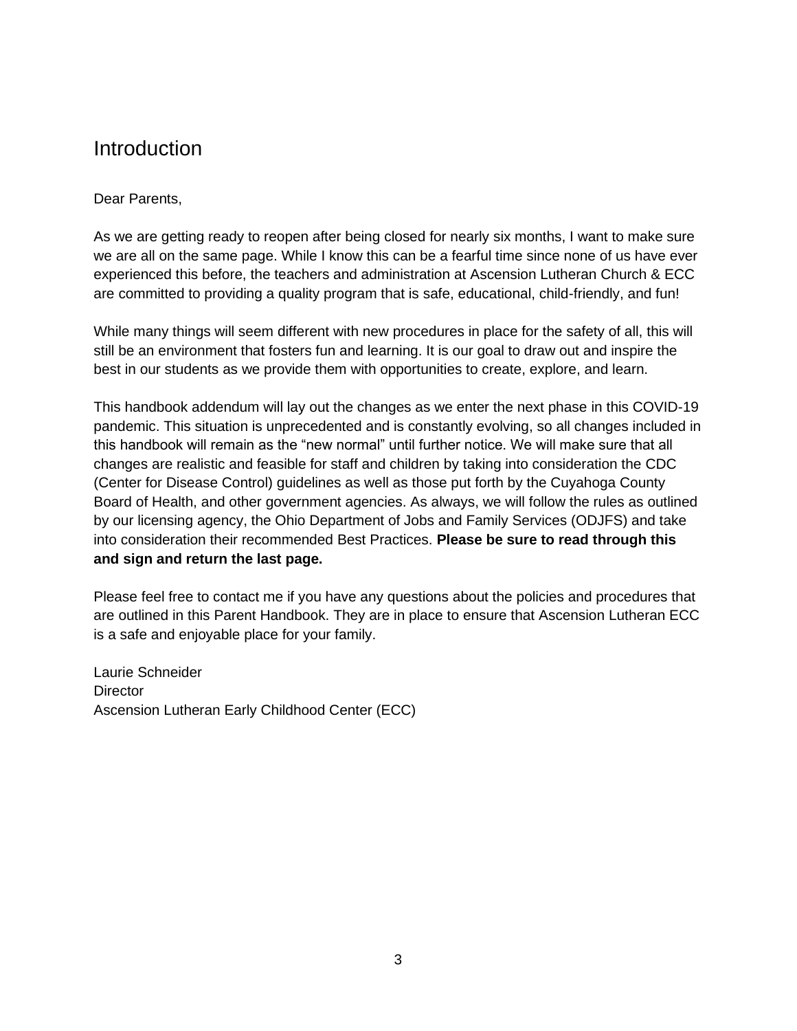# Introduction

Dear Parents,

As we are getting ready to reopen after being closed for nearly six months, I want to make sure we are all on the same page. While I know this can be a fearful time since none of us have ever experienced this before, the teachers and administration at Ascension Lutheran Church & ECC are committed to providing a quality program that is safe, educational, child-friendly, and fun!

While many things will seem different with new procedures in place for the safety of all, this will still be an environment that fosters fun and learning. It is our goal to draw out and inspire the best in our students as we provide them with opportunities to create, explore, and learn.

This handbook addendum will lay out the changes as we enter the next phase in this COVID-19 pandemic. This situation is unprecedented and is constantly evolving, so all changes included in this handbook will remain as the “new normal” until further notice. We will make sure that all changes are realistic and feasible for staff and children by taking into consideration the CDC (Center for Disease Control) guidelines as well as those put forth by the Cuyahoga County Board of Health, and other government agencies. As always, we will follow the rules as outlined by our licensing agency, the Ohio Department of Jobs and Family Services (ODJFS) and take into consideration their recommended Best Practices. **Please be sure to read through this and sign and return the last page.**

Please feel free to contact me if you have any questions about the policies and procedures that are outlined in this Parent Handbook. They are in place to ensure that Ascension Lutheran ECC is a safe and enjoyable place for your family.

Laurie Schneider
Director
Ascension Lutheran Early Childhood Center (ECC)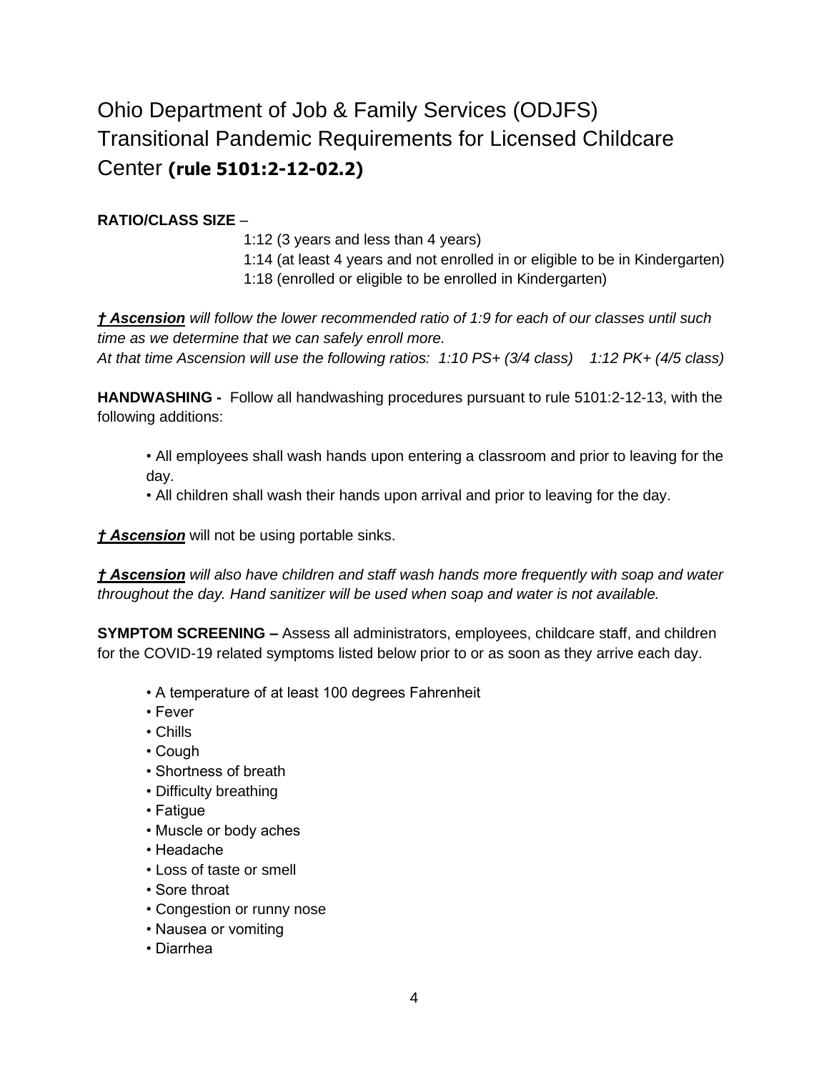# Ohio Department of Job & Family Services (ODJFS) Transitional Pandemic Requirements for Licensed Childcare Center **(rule 5101:2-12-02.2)**

**RATIO/CLASS SIZE** –

1:12 (3 years and less than 4 years)
1:14 (at least 4 years and not enrolled in or eligible to be in Kindergarten)
1:18 (enrolled or eligible to be enrolled in Kindergarten)

***† Ascension*** *will follow the lower recommended ratio of 1:9 for each of our classes until such time as we determine that we can safely enroll more.*
*At that time Ascension will use the following ratios: 1:10 PS+ (3/4 class) 1:12 PK+ (4/5 class)*

**HANDWASHING -** Follow all handwashing procedures pursuant to rule 5101:2-12-13, with the following additions:

- All employees shall wash hands upon entering a classroom and prior to leaving for the day.
- All children shall wash their hands upon arrival and prior to leaving for the day.

***† Ascension*** will not be using portable sinks.

***† Ascension*** *will also have children and staff wash hands more frequently with soap and water throughout the day. Hand sanitizer will be used when soap and water is not available.*

**SYMPTOM SCREENING –** Assess all administrators, employees, childcare staff, and children for the COVID-19 related symptoms listed below prior to or as soon as they arrive each day.

- A temperature of at least 100 degrees Fahrenheit
- Fever
- Chills
- Cough
- Shortness of breath
- Difficulty breathing
- Fatigue
- Muscle or body aches
- Headache
- Loss of taste or smell
- Sore throat
- Congestion or runny nose
- Nausea or vomiting
- Diarrhea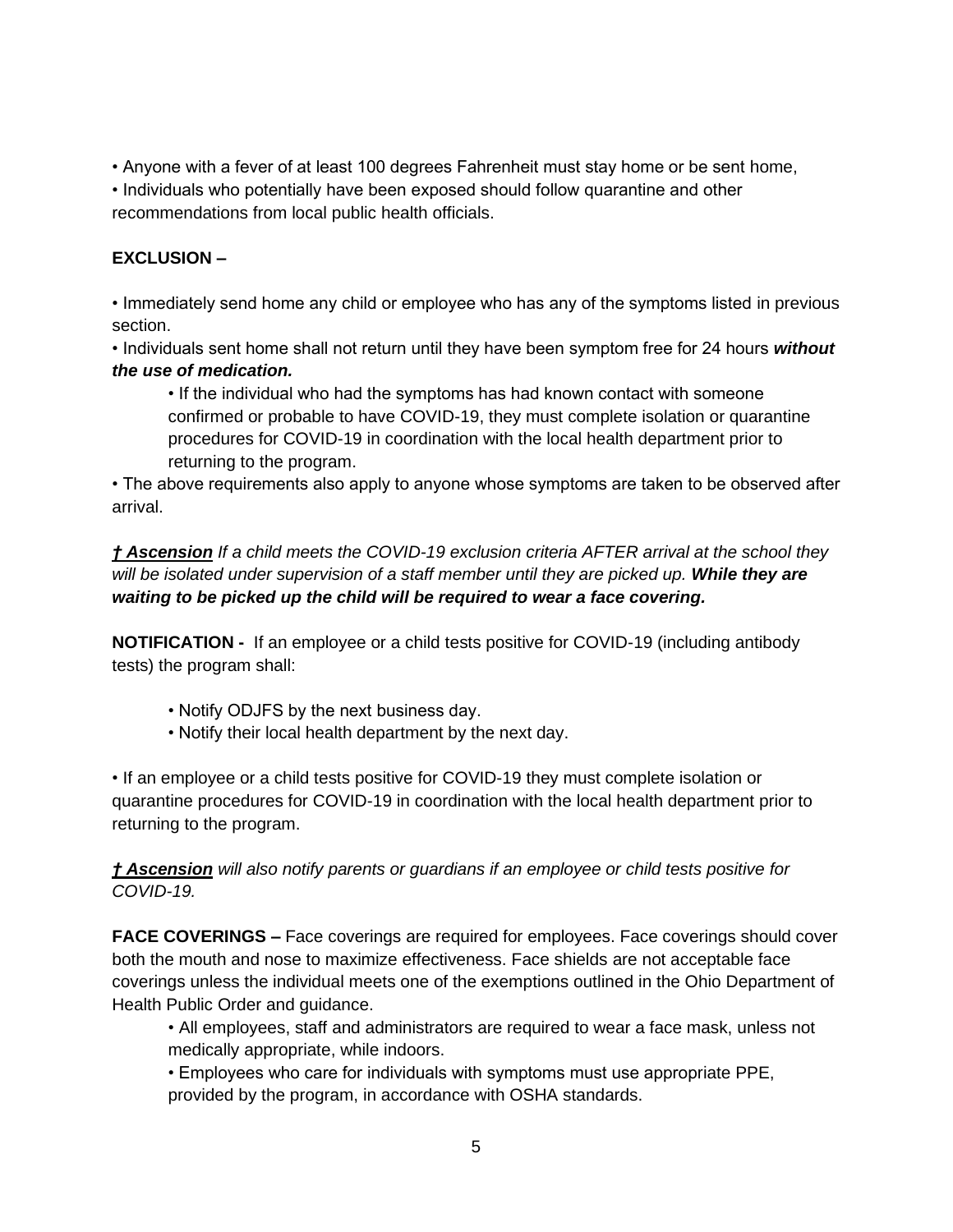• Anyone with a fever of at least 100 degrees Fahrenheit must stay home or be sent home,
• Individuals who potentially have been exposed should follow quarantine and other recommendations from local public health officials.

**EXCLUSION –**

• Immediately send home any child or employee who has any of the symptoms listed in previous section.
• Individuals sent home shall not return until they have been symptom free for 24 hours ***without the use of medication.***

  • If the individual who had the symptoms has had known contact with someone confirmed or probable to have COVID-19, they must complete isolation or quarantine procedures for COVID-19 in coordination with the local health department prior to returning to the program.

• The above requirements also apply to anyone whose symptoms are taken to be observed after arrival.

***† <u>Ascension</u>*** *If a child meets the COVID-19 exclusion criteria AFTER arrival at the school they will be isolated under supervision of a staff member until they are picked up.* ***While they are waiting to be picked up the child will be required to wear a face covering.***

**NOTIFICATION -** If an employee or a child tests positive for COVID-19 (including antibody tests) the program shall:

  • Notify ODJFS by the next business day.
  • Notify their local health department by the next day.

• If an employee or a child tests positive for COVID-19 they must complete isolation or quarantine procedures for COVID-19 in coordination with the local health department prior to returning to the program.

***† <u>Ascension</u>*** *will also notify parents or guardians if an employee or child tests positive for COVID-19.*

**FACE COVERINGS –** Face coverings are required for employees. Face coverings should cover both the mouth and nose to maximize effectiveness. Face shields are not acceptable face coverings unless the individual meets one of the exemptions outlined in the Ohio Department of Health Public Order and guidance.

  • All employees, staff and administrators are required to wear a face mask, unless not medically appropriate, while indoors.
  • Employees who care for individuals with symptoms must use appropriate PPE, provided by the program, in accordance with OSHA standards.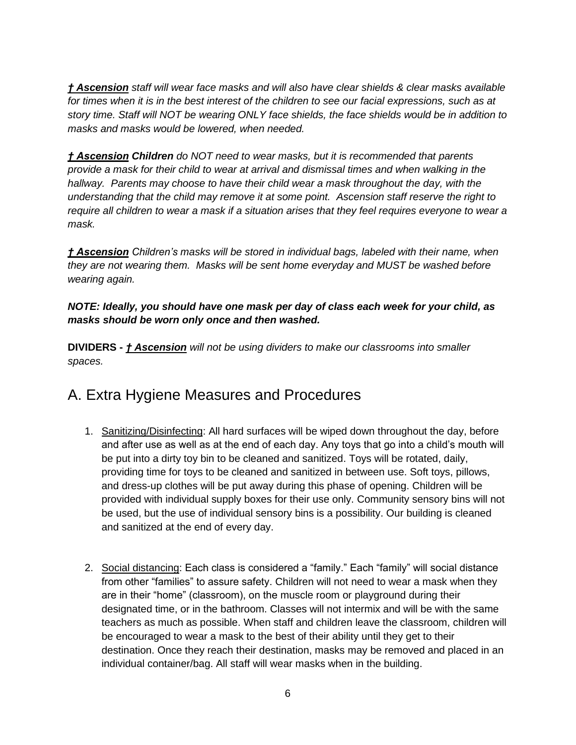***† Ascension*** *staff will wear face masks and will also have clear shields & clear masks available for times when it is in the best interest of the children to see our facial expressions, such as at story time. Staff will NOT be wearing ONLY face shields, the face shields would be in addition to masks and masks would be lowered, when needed.*

***† Ascension* Children** *do NOT need to wear masks, but it is recommended that parents provide a mask for their child to wear at arrival and dismissal times and when walking in the hallway. Parents may choose to have their child wear a mask throughout the day, with the understanding that the child may remove it at some point. Ascension staff reserve the right to require all children to wear a mask if a situation arises that they feel requires everyone to wear a mask.*

***† Ascension*** *Children's masks will be stored in individual bags, labeled with their name, when they are not wearing them. Masks will be sent home everyday and MUST be washed before wearing again.*

***NOTE: Ideally, you should have one mask per day of class each week for your child, as masks should be worn only once and then washed.***

**DIVIDERS -** ***† Ascension*** *will not be using dividers to make our classrooms into smaller spaces.*

## A. Extra Hygiene Measures and Procedures

1. Sanitizing/Disinfecting: All hard surfaces will be wiped down throughout the day, before and after use as well as at the end of each day. Any toys that go into a child's mouth will be put into a dirty toy bin to be cleaned and sanitized. Toys will be rotated, daily, providing time for toys to be cleaned and sanitized in between use. Soft toys, pillows, and dress-up clothes will be put away during this phase of opening. Children will be provided with individual supply boxes for their use only. Community sensory bins will not be used, but the use of individual sensory bins is a possibility. Our building is cleaned and sanitized at the end of every day.

2. Social distancing: Each class is considered a "family." Each "family" will social distance from other "families" to assure safety. Children will not need to wear a mask when they are in their "home" (classroom), on the muscle room or playground during their designated time, or in the bathroom. Classes will not intermix and will be with the same teachers as much as possible. When staff and children leave the classroom, children will be encouraged to wear a mask to the best of their ability until they get to their destination. Once they reach their destination, masks may be removed and placed in an individual container/bag. All staff will wear masks when in the building.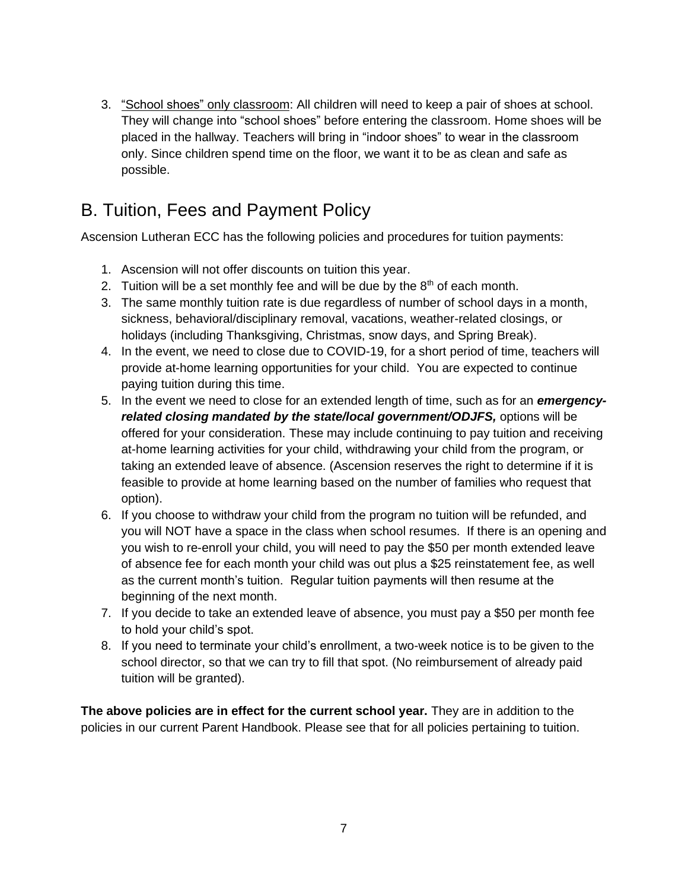3. <u>"School shoes" only classroom</u>: All children will need to keep a pair of shoes at school. They will change into "school shoes" before entering the classroom. Home shoes will be placed in the hallway. Teachers will bring in "indoor shoes" to wear in the classroom only. Since children spend time on the floor, we want it to be as clean and safe as possible.

## B. Tuition, Fees and Payment Policy

Ascension Lutheran ECC has the following policies and procedures for tuition payments:

1. Ascension will not offer discounts on tuition this year.
2. Tuition will be a set monthly fee and will be due by the 8th of each month.
3. The same monthly tuition rate is due regardless of number of school days in a month, sickness, behavioral/disciplinary removal, vacations, weather-related closings, or holidays (including Thanksgiving, Christmas, snow days, and Spring Break).
4. In the event, we need to close due to COVID-19, for a short period of time, teachers will provide at-home learning opportunities for your child. You are expected to continue paying tuition during this time.
5. In the event we need to close for an extended length of time, such as for an ***emergency-related closing mandated by the state/local government/ODJFS,*** options will be offered for your consideration. These may include continuing to pay tuition and receiving at-home learning activities for your child, withdrawing your child from the program, or taking an extended leave of absence. (Ascension reserves the right to determine if it is feasible to provide at home learning based on the number of families who request that option).
6. If you choose to withdraw your child from the program no tuition will be refunded, and you will NOT have a space in the class when school resumes. If there is an opening and you wish to re-enroll your child, you will need to pay the $50 per month extended leave of absence fee for each month your child was out plus a $25 reinstatement fee, as well as the current month's tuition. Regular tuition payments will then resume at the beginning of the next month.
7. If you decide to take an extended leave of absence, you must pay a $50 per month fee to hold your child's spot.
8. If you need to terminate your child's enrollment, a two-week notice is to be given to the school director, so that we can try to fill that spot. (No reimbursement of already paid tuition will be granted).

**The above policies are in effect for the current school year.** They are in addition to the policies in our current Parent Handbook. Please see that for all policies pertaining to tuition.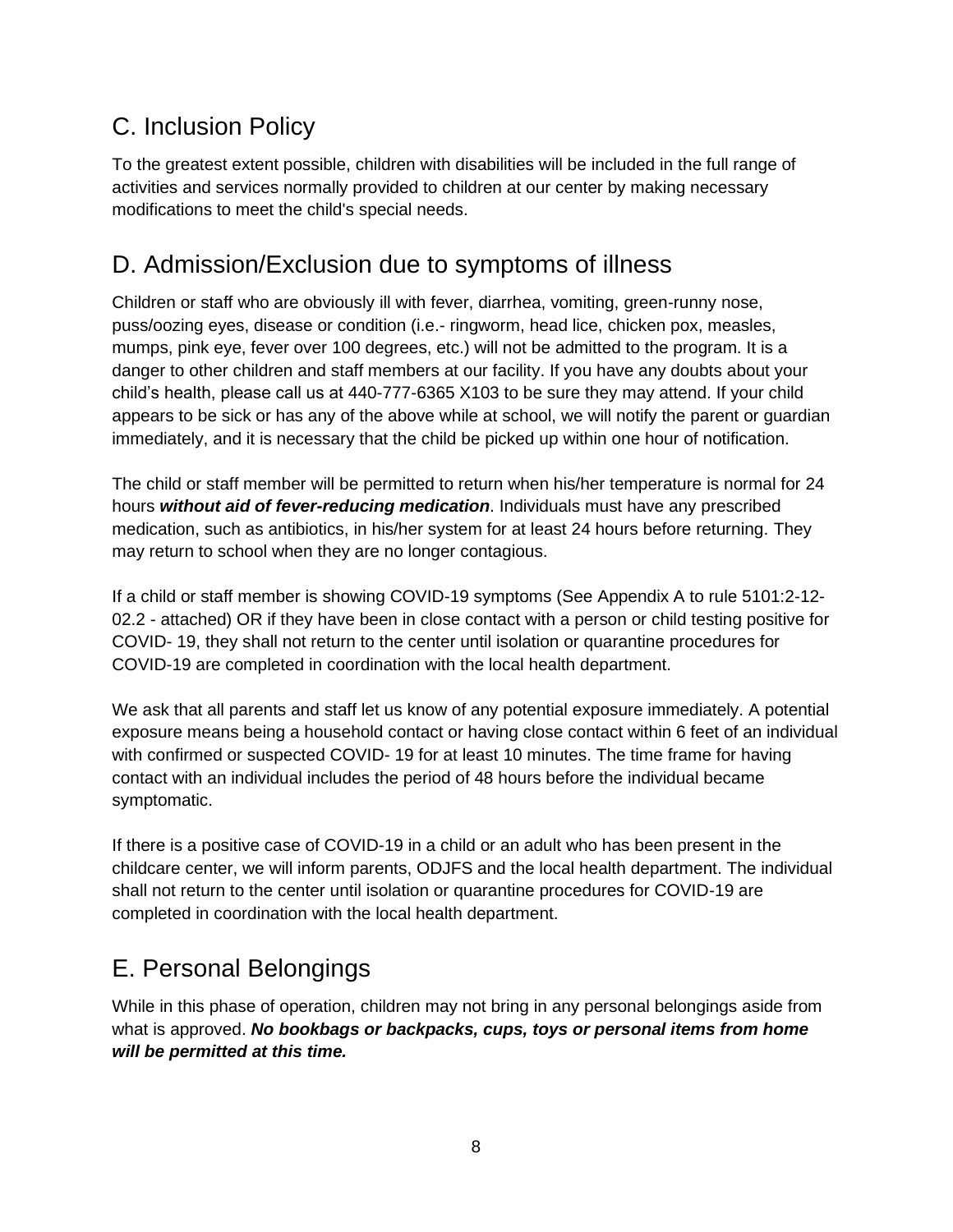## C. Inclusion Policy

To the greatest extent possible, children with disabilities will be included in the full range of activities and services normally provided to children at our center by making necessary modifications to meet the child's special needs.

## D. Admission/Exclusion due to symptoms of illness

Children or staff who are obviously ill with fever, diarrhea, vomiting, green-runny nose, puss/oozing eyes, disease or condition (i.e.- ringworm, head lice, chicken pox, measles, mumps, pink eye, fever over 100 degrees, etc.) will not be admitted to the program. It is a danger to other children and staff members at our facility. If you have any doubts about your child's health, please call us at 440-777-6365 X103 to be sure they may attend. If your child appears to be sick or has any of the above while at school, we will notify the parent or guardian immediately, and it is necessary that the child be picked up within one hour of notification.

The child or staff member will be permitted to return when his/her temperature is normal for 24 hours ***without aid of fever-reducing medication***. Individuals must have any prescribed medication, such as antibiotics, in his/her system for at least 24 hours before returning. They may return to school when they are no longer contagious.

If a child or staff member is showing COVID-19 symptoms (See Appendix A to rule 5101:2-12-02.2 - attached) OR if they have been in close contact with a person or child testing positive for COVID- 19, they shall not return to the center until isolation or quarantine procedures for COVID-19 are completed in coordination with the local health department.

We ask that all parents and staff let us know of any potential exposure immediately. A potential exposure means being a household contact or having close contact within 6 feet of an individual with confirmed or suspected COVID- 19 for at least 10 minutes. The time frame for having contact with an individual includes the period of 48 hours before the individual became symptomatic.

If there is a positive case of COVID-19 in a child or an adult who has been present in the childcare center, we will inform parents, ODJFS and the local health department. The individual shall not return to the center until isolation or quarantine procedures for COVID-19 are completed in coordination with the local health department.

## E. Personal Belongings

While in this phase of operation, children may not bring in any personal belongings aside from what is approved. ***No bookbags or backpacks, cups, toys or personal items from home will be permitted at this time.***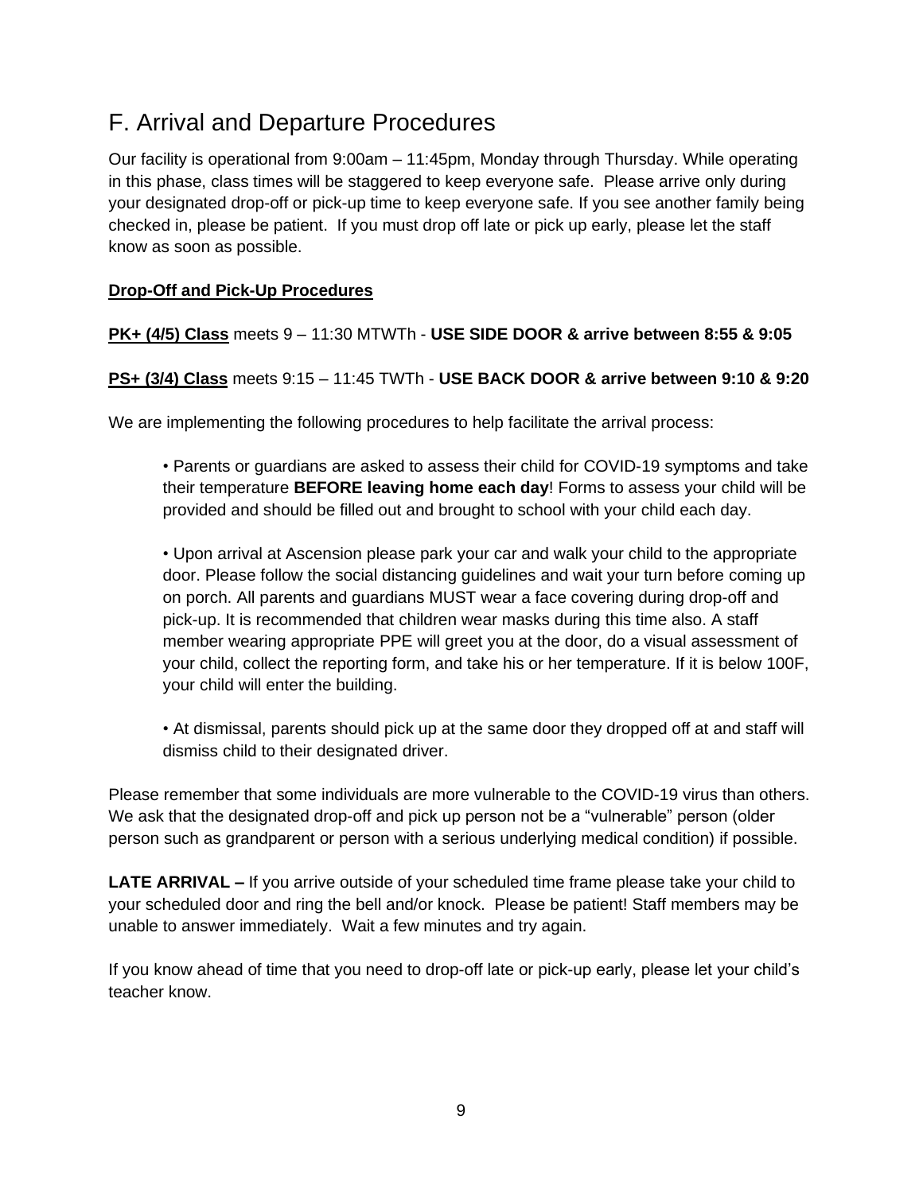## F. Arrival and Departure Procedures

Our facility is operational from 9:00am – 11:45pm, Monday through Thursday. While operating in this phase, class times will be staggered to keep everyone safe. Please arrive only during your designated drop-off or pick-up time to keep everyone safe. If you see another family being checked in, please be patient. If you must drop off late or pick up early, please let the staff know as soon as possible.

**Drop-Off and Pick-Up Procedures**

**PK+ (4/5) Class** meets 9 – 11:30 MTWTh - **USE SIDE DOOR & arrive between 8:55 & 9:05**

**PS+ (3/4) Class** meets 9:15 – 11:45 TWTh - **USE BACK DOOR & arrive between 9:10 & 9:20**

We are implementing the following procedures to help facilitate the arrival process:

- Parents or guardians are asked to assess their child for COVID-19 symptoms and take their temperature **BEFORE leaving home each day**! Forms to assess your child will be provided and should be filled out and brought to school with your child each day.

- Upon arrival at Ascension please park your car and walk your child to the appropriate door. Please follow the social distancing guidelines and wait your turn before coming up on porch. All parents and guardians MUST wear a face covering during drop-off and pick-up. It is recommended that children wear masks during this time also. A staff member wearing appropriate PPE will greet you at the door, do a visual assessment of your child, collect the reporting form, and take his or her temperature. If it is below 100F, your child will enter the building.

- At dismissal, parents should pick up at the same door they dropped off at and staff will dismiss child to their designated driver.

Please remember that some individuals are more vulnerable to the COVID-19 virus than others. We ask that the designated drop-off and pick up person not be a "vulnerable" person (older person such as grandparent or person with a serious underlying medical condition) if possible.

**LATE ARRIVAL –** If you arrive outside of your scheduled time frame please take your child to your scheduled door and ring the bell and/or knock. Please be patient! Staff members may be unable to answer immediately. Wait a few minutes and try again.

If you know ahead of time that you need to drop-off late or pick-up early, please let your child's teacher know.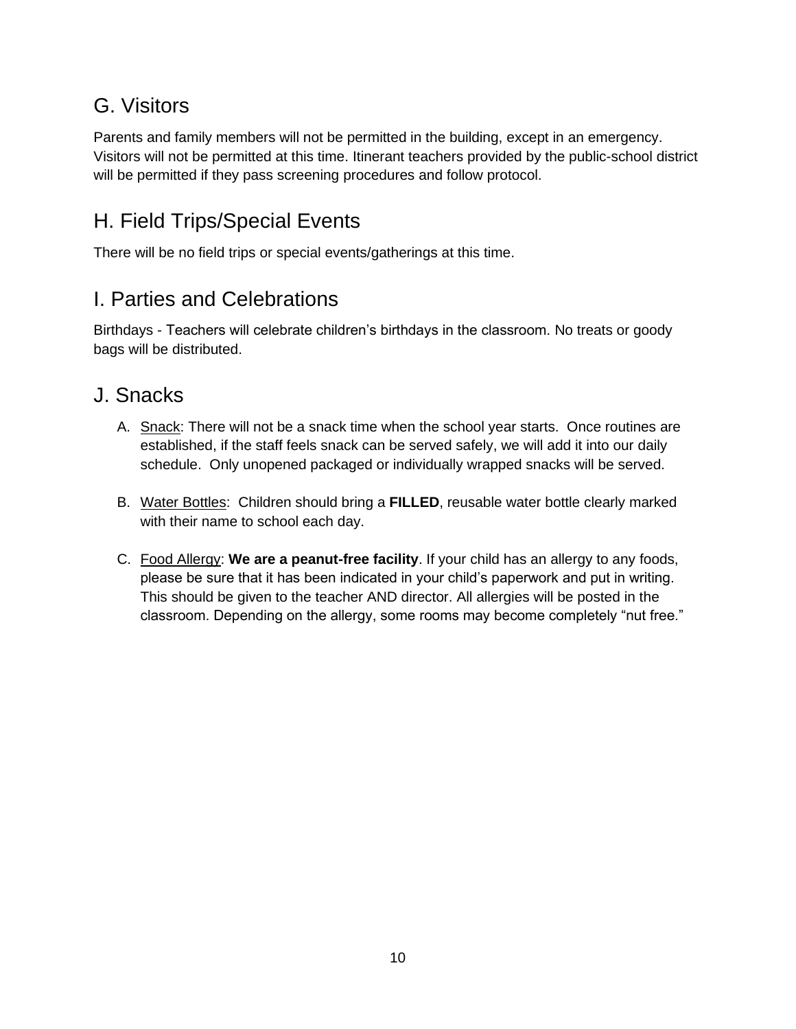## G. Visitors

Parents and family members will not be permitted in the building, except in an emergency. Visitors will not be permitted at this time. Itinerant teachers provided by the public-school district will be permitted if they pass screening procedures and follow protocol.

## H. Field Trips/Special Events

There will be no field trips or special events/gatherings at this time.

## I. Parties and Celebrations

Birthdays - Teachers will celebrate children's birthdays in the classroom. No treats or goody bags will be distributed.

## J. Snacks

A. <u>Snack</u>: There will not be a snack time when the school year starts. Once routines are established, if the staff feels snack can be served safely, we will add it into our daily schedule. Only unopened packaged or individually wrapped snacks will be served.

B. <u>Water Bottles</u>: Children should bring a **FILLED**, reusable water bottle clearly marked with their name to school each day.

C. <u>Food Allergy</u>: **We are a peanut-free facility**. If your child has an allergy to any foods, please be sure that it has been indicated in your child's paperwork and put in writing. This should be given to the teacher AND director. All allergies will be posted in the classroom. Depending on the allergy, some rooms may become completely "nut free."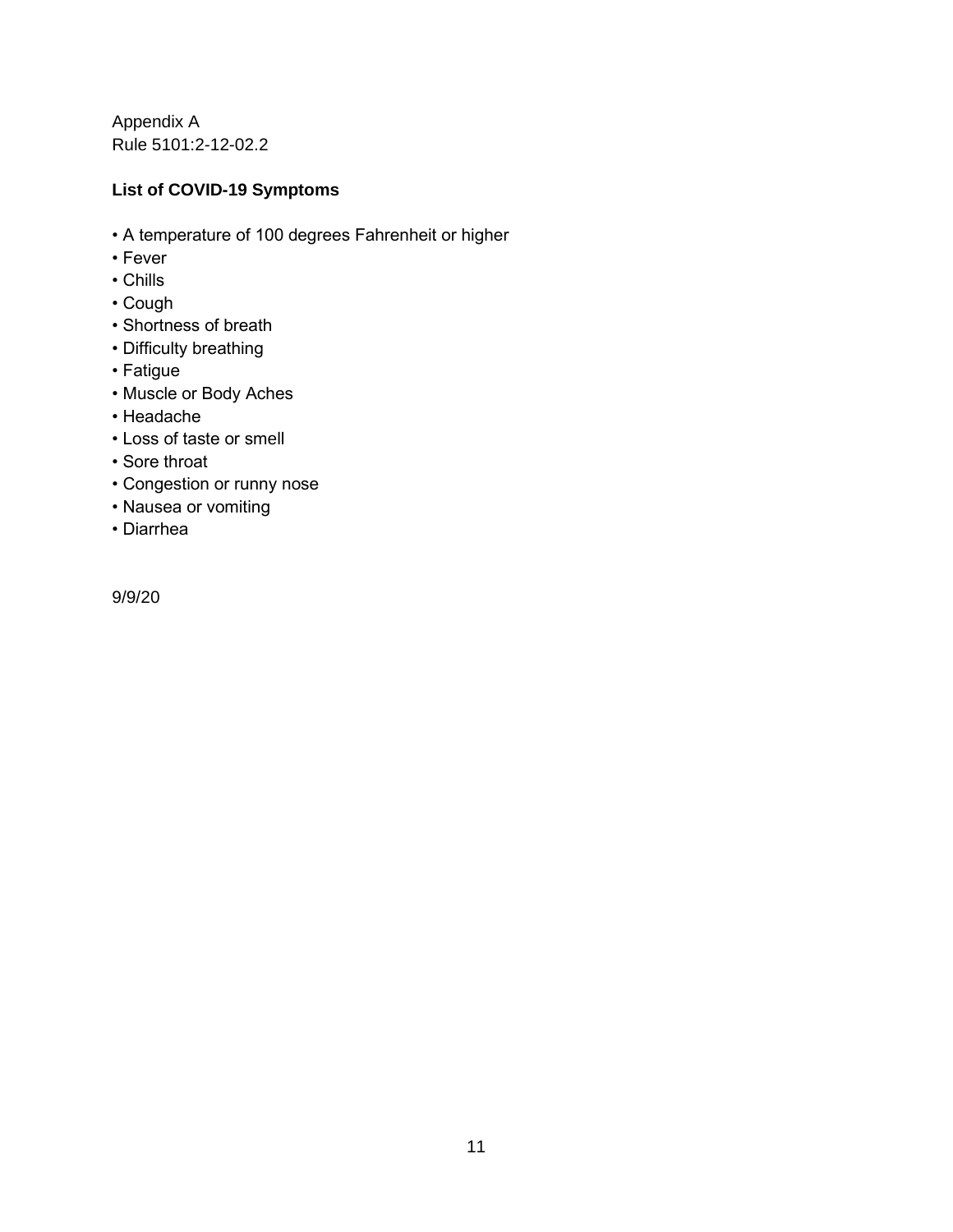Appendix A
Rule 5101:2-12-02.2

**List of COVID-19 Symptoms**

- A temperature of 100 degrees Fahrenheit or higher
- Fever
- Chills
- Cough
- Shortness of breath
- Difficulty breathing
- Fatigue
- Muscle or Body Aches
- Headache
- Loss of taste or smell
- Sore throat
- Congestion or runny nose
- Nausea or vomiting
- Diarrhea

9/9/20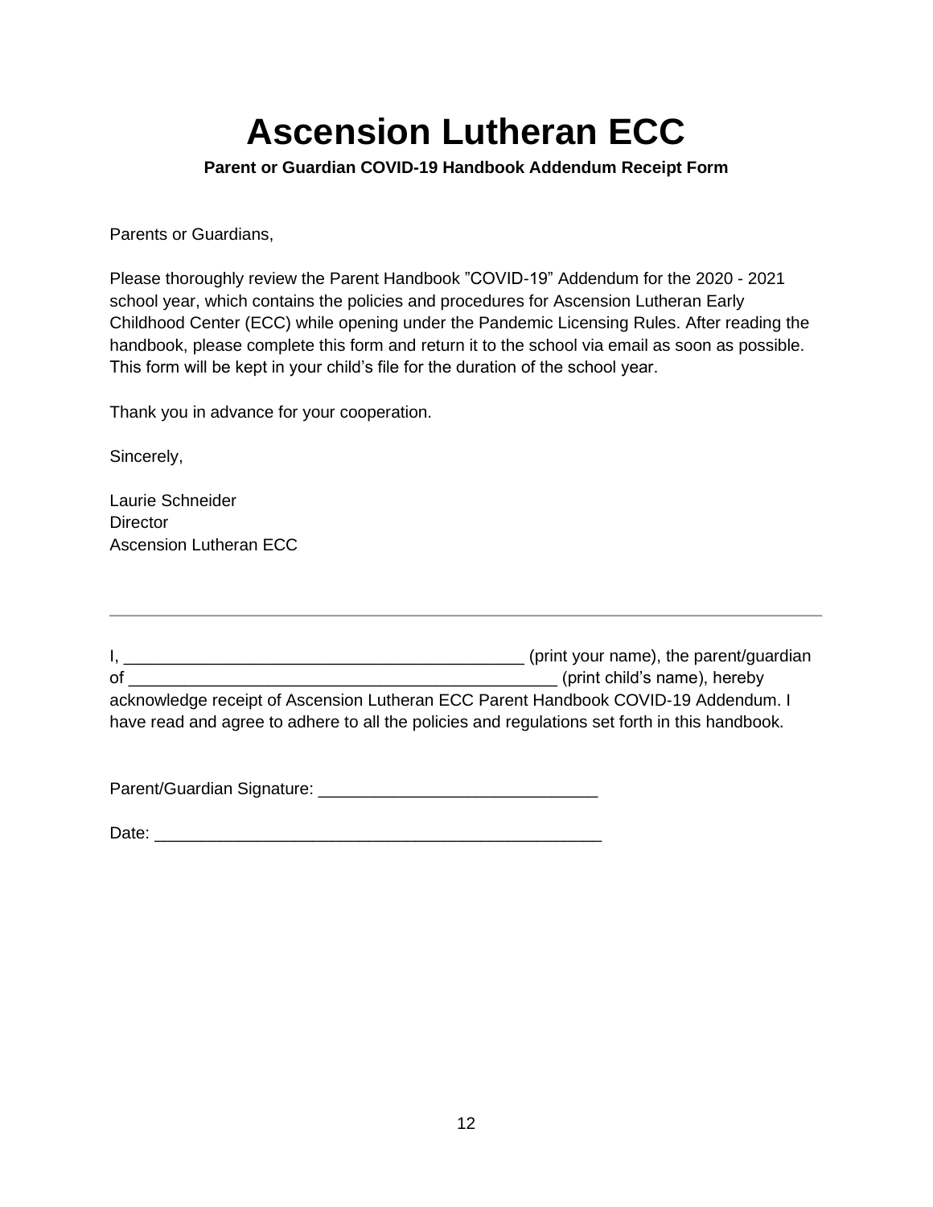# Ascension Lutheran ECC

**Parent or Guardian COVID-19 Handbook Addendum Receipt Form**

Parents or Guardians,

Please thoroughly review the Parent Handbook "COVID-19" Addendum for the 2020 - 2021 school year, which contains the policies and procedures for Ascension Lutheran Early Childhood Center (ECC) while opening under the Pandemic Licensing Rules. After reading the handbook, please complete this form and return it to the school via email as soon as possible. This form will be kept in your child's file for the duration of the school year.

Thank you in advance for your cooperation.

Sincerely,

Laurie Schneider
Director
Ascension Lutheran ECC

---

I, ___________________________________________ (print your name), the parent/guardian of _______________________________________________ (print child's name), hereby acknowledge receipt of Ascension Lutheran ECC Parent Handbook COVID-19 Addendum. I have read and agree to adhere to all the policies and regulations set forth in this handbook.

Parent/Guardian Signature: _____________________________

Date: _________________________________________________